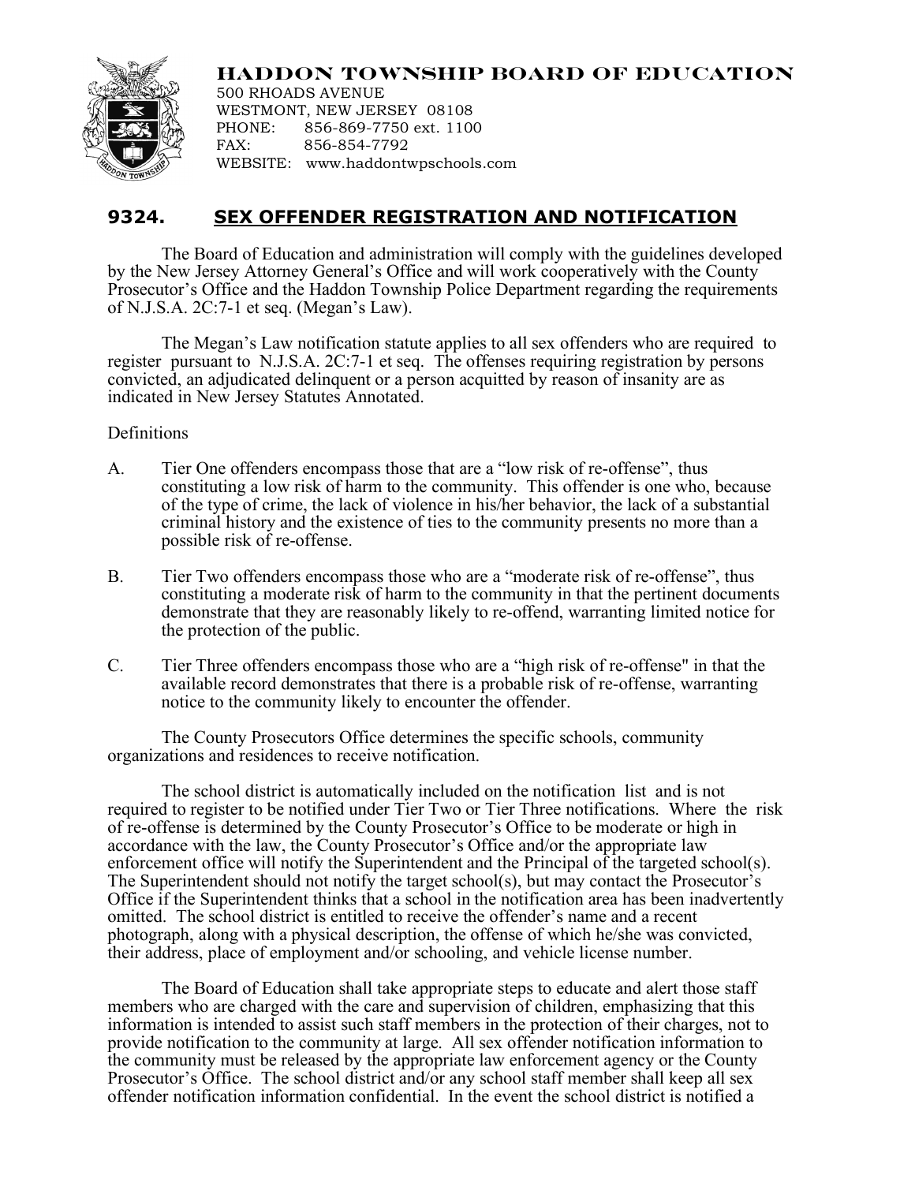# HADDON TOWNSHIP BOARD OF EDUCATION

500 RHOADS AVENUE
WESTMONT, NEW JERSEY 08108
PHONE: 856-869-7750 ext. 1100
FAX: 856-854-7792
WEBSITE: www.haddontwpschools.com

## 9324. SEX OFFENDER REGISTRATION AND NOTIFICATION

The Board of Education and administration will comply with the guidelines developed by the New Jersey Attorney General's Office and will work cooperatively with the County Prosecutor's Office and the Haddon Township Police Department regarding the requirements of N.J.S.A. 2C:7-1 et seq. (Megan's Law).

The Megan's Law notification statute applies to all sex offenders who are required to register pursuant to N.J.S.A. 2C:7-1 et seq. The offenses requiring registration by persons convicted, an adjudicated delinquent or a person acquitted by reason of insanity are as indicated in New Jersey Statutes Annotated.

Definitions

A. Tier One offenders encompass those that are a "low risk of re-offense", thus constituting a low risk of harm to the community. This offender is one who, because of the type of crime, the lack of violence in his/her behavior, the lack of a substantial criminal history and the existence of ties to the community presents no more than a possible risk of re-offense.

B. Tier Two offenders encompass those who are a "moderate risk of re-offense", thus constituting a moderate risk of harm to the community in that the pertinent documents demonstrate that they are reasonably likely to re-offend, warranting limited notice for the protection of the public.

C. Tier Three offenders encompass those who are a "high risk of re-offense" in that the available record demonstrates that there is a probable risk of re-offense, warranting notice to the community likely to encounter the offender.

The County Prosecutors Office determines the specific schools, community organizations and residences to receive notification.

The school district is automatically included on the notification list and is not required to register to be notified under Tier Two or Tier Three notifications. Where the risk of re-offense is determined by the County Prosecutor's Office to be moderate or high in accordance with the law, the County Prosecutor's Office and/or the appropriate law enforcement office will notify the Superintendent and the Principal of the targeted school(s). The Superintendent should not notify the target school(s), but may contact the Prosecutor's Office if the Superintendent thinks that a school in the notification area has been inadvertently omitted. The school district is entitled to receive the offender's name and a recent photograph, along with a physical description, the offense of which he/she was convicted, their address, place of employment and/or schooling, and vehicle license number.

The Board of Education shall take appropriate steps to educate and alert those staff members who are charged with the care and supervision of children, emphasizing that this information is intended to assist such staff members in the protection of their charges, not to provide notification to the community at large. All sex offender notification information to the community must be released by the appropriate law enforcement agency or the County Prosecutor's Office. The school district and/or any school staff member shall keep all sex offender notification information confidential. In the event the school district is notified a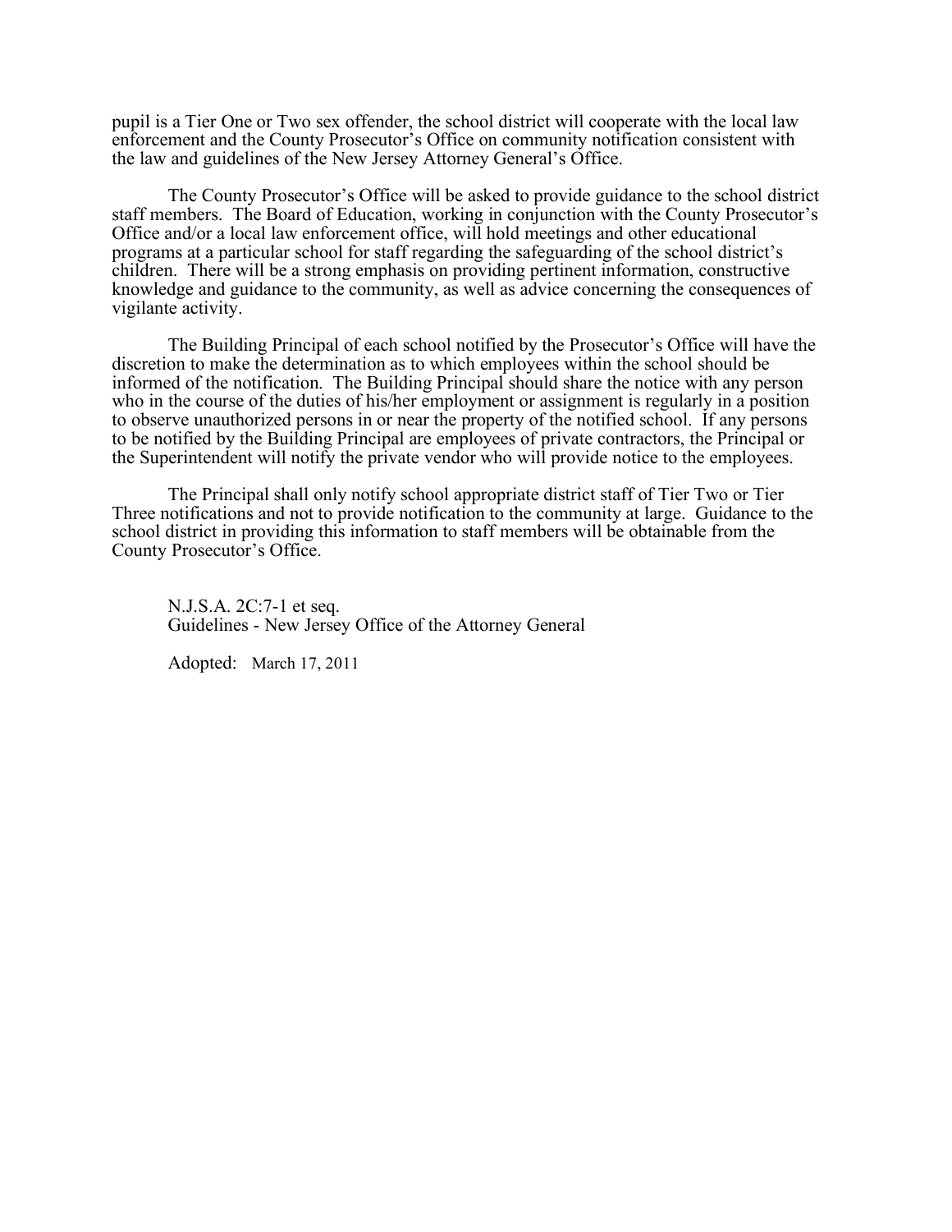pupil is a Tier One or Two sex offender, the school district will cooperate with the local law enforcement and the County Prosecutor's Office on community notification consistent with the law and guidelines of the New Jersey Attorney General's Office.

The County Prosecutor's Office will be asked to provide guidance to the school district staff members. The Board of Education, working in conjunction with the County Prosecutor's Office and/or a local law enforcement office, will hold meetings and other educational programs at a particular school for staff regarding the safeguarding of the school district's children. There will be a strong emphasis on providing pertinent information, constructive knowledge and guidance to the community, as well as advice concerning the consequences of vigilante activity.

The Building Principal of each school notified by the Prosecutor's Office will have the discretion to make the determination as to which employees within the school should be informed of the notification. The Building Principal should share the notice with any person who in the course of the duties of his/her employment or assignment is regularly in a position to observe unauthorized persons in or near the property of the notified school. If any persons to be notified by the Building Principal are employees of private contractors, the Principal or the Superintendent will notify the private vendor who will provide notice to the employees.

The Principal shall only notify school appropriate district staff of Tier Two or Tier Three notifications and not to provide notification to the community at large. Guidance to the school district in providing this information to staff members will be obtainable from the County Prosecutor's Office.

N.J.S.A. 2C:7-1 et seq.
Guidelines - New Jersey Office of the Attorney General

Adopted: March 17, 2011